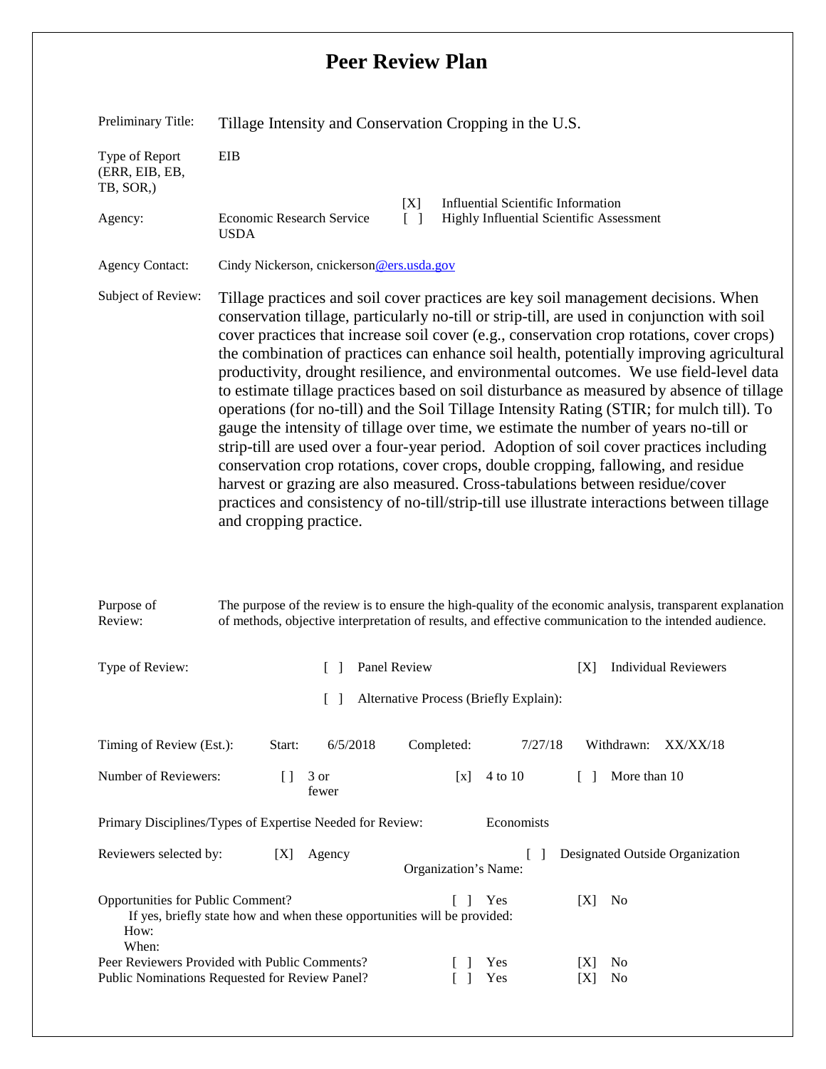# Peer Review Plan

| | |
|---|---|
| Preliminary Title: | Tillage Intensity and Conservation Cropping in the U.S. |
| Type of Report (ERR, EIB, EB, TB, SOR,) | EIB |
| Agency: | Economic Research Service USDA &nbsp;&nbsp; [X] Influential Scientific Information &nbsp;&nbsp; [ ] Highly Influential Scientific Assessment |
| Agency Contact: | Cindy Nickerson, cnickerson@ers.usda.gov |
| Subject of Review: | Tillage practices and soil cover practices are key soil management decisions. When conservation tillage, particularly no-till or strip-till, are used in conjunction with soil cover practices that increase soil cover (e.g., conservation crop rotations, cover crops) the combination of practices can enhance soil health, potentially improving agricultural productivity, drought resilience, and environmental outcomes. We use field-level data to estimate tillage practices based on soil disturbance as measured by absence of tillage operations (for no-till) and the Soil Tillage Intensity Rating (STIR; for mulch till). To gauge the intensity of tillage over time, we estimate the number of years no-till or strip-till are used over a four-year period. Adoption of soil cover practices including conservation crop rotations, cover crops, double cropping, fallowing, and residue harvest or grazing are also measured. Cross-tabulations between residue/cover practices and consistency of no-till/strip-till use illustrate interactions between tillage and cropping practice. |
| Purpose of Review: | The purpose of the review is to ensure the high-quality of the economic analysis, transparent explanation of methods, objective interpretation of results, and effective communication to the intended audience. |

Type of Review: [ ] Panel Review [X] Individual Reviewers

[ ] Alternative Process (Briefly Explain):

Timing of Review (Est.): Start: 6/5/2018 Completed: 7/27/18 Withdrawn: XX/XX/18

Number of Reviewers: [] 3 or fewer [x] 4 to 10 [ ] More than 10

Primary Disciplines/Types of Expertise Needed for Review: Economists

Reviewers selected by: [X] Agency [ ] Designated Outside Organization

Organization's Name:

Opportunities for Public Comment? [ ] Yes [X] No

If yes, briefly state how and when these opportunities will be provided:

How:

When:

Peer Reviewers Provided with Public Comments? [ ] Yes [X] No

Public Nominations Requested for Review Panel? [ ] Yes [X] No